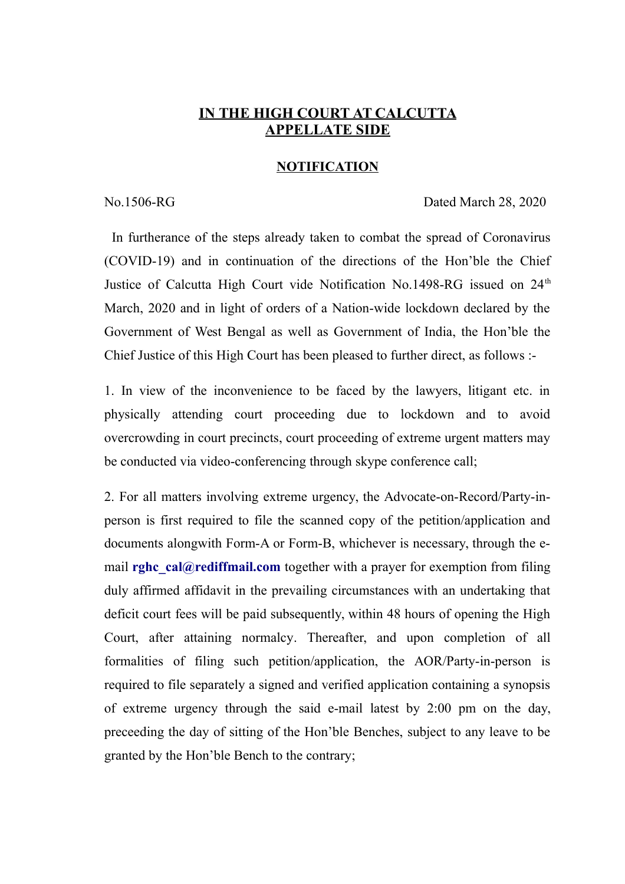# IN THE HIGH COURT AT CALCUTTA
# APPELLATE SIDE

## NOTIFICATION

No.1506-RG Dated March 28, 2020

In furtherance of the steps already taken to combat the spread of Coronavirus (COVID-19) and in continuation of the directions of the Hon'ble the Chief Justice of Calcutta High Court vide Notification No.1498-RG issued on 24th March, 2020 and in light of orders of a Nation-wide lockdown declared by the Government of West Bengal as well as Government of India, the Hon'ble the Chief Justice of this High Court has been pleased to further direct, as follows :-

1. In view of the inconvenience to be faced by the lawyers, litigant etc. in physically attending court proceeding due to lockdown and to avoid overcrowding in court precincts, court proceeding of extreme urgent matters may be conducted via video-conferencing through skype conference call;

2. For all matters involving extreme urgency, the Advocate-on-Record/Party-in-person is first required to file the scanned copy of the petition/application and documents alongwith Form-A or Form-B, whichever is necessary, through the e-mail **rghc_cal@rediffmail.com** together with a prayer for exemption from filing duly affirmed affidavit in the prevailing circumstances with an undertaking that deficit court fees will be paid subsequently, within 48 hours of opening the High Court, after attaining normalcy. Thereafter, and upon completion of all formalities of filing such petition/application, the AOR/Party-in-person is required to file separately a signed and verified application containing a synopsis of extreme urgency through the said e-mail latest by 2:00 pm on the day, preceeding the day of sitting of the Hon'ble Benches, subject to any leave to be granted by the Hon'ble Bench to the contrary;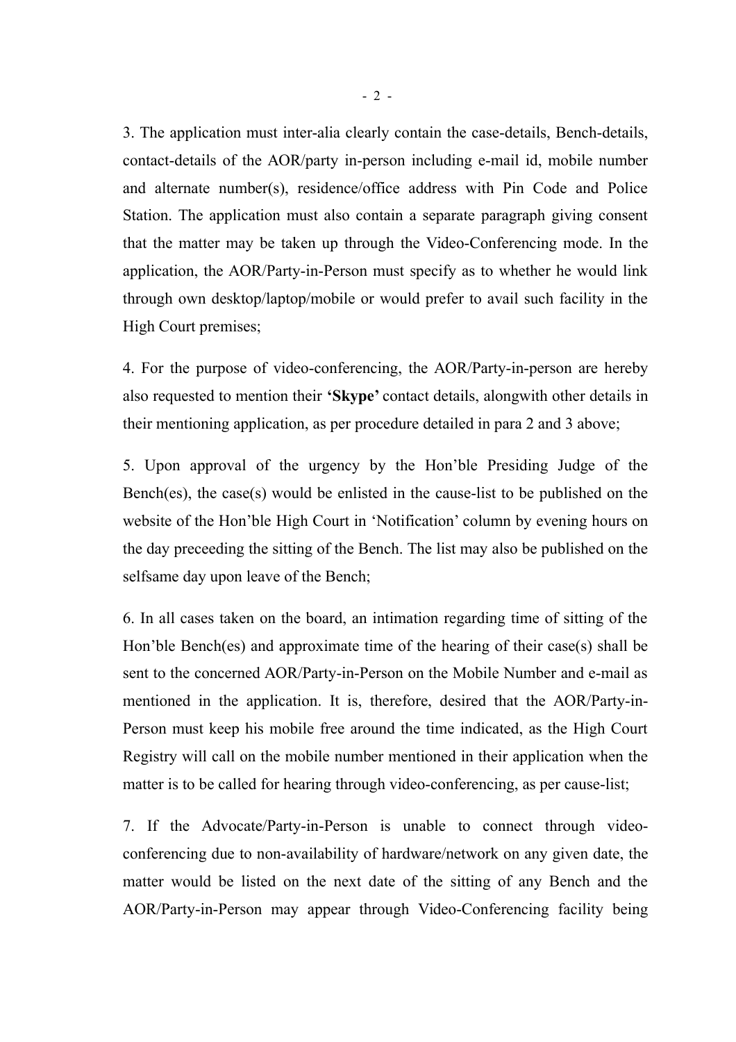3. The application must inter-alia clearly contain the case-details, Bench-details, contact-details of the AOR/party in-person including e-mail id, mobile number and alternate number(s), residence/office address with Pin Code and Police Station. The application must also contain a separate paragraph giving consent that the matter may be taken up through the Video-Conferencing mode. In the application, the AOR/Party-in-Person must specify as to whether he would link through own desktop/laptop/mobile or would prefer to avail such facility in the High Court premises;

4. For the purpose of video-conferencing, the AOR/Party-in-person are hereby also requested to mention their **'Skype'** contact details, alongwith other details in their mentioning application, as per procedure detailed in para 2 and 3 above;

5. Upon approval of the urgency by the Hon'ble Presiding Judge of the Bench(es), the case(s) would be enlisted in the cause-list to be published on the website of the Hon'ble High Court in 'Notification' column by evening hours on the day preceeding the sitting of the Bench. The list may also be published on the selfsame day upon leave of the Bench;

6. In all cases taken on the board, an intimation regarding time of sitting of the Hon'ble Bench(es) and approximate time of the hearing of their case(s) shall be sent to the concerned AOR/Party-in-Person on the Mobile Number and e-mail as mentioned in the application. It is, therefore, desired that the AOR/Party-in-Person must keep his mobile free around the time indicated, as the High Court Registry will call on the mobile number mentioned in their application when the matter is to be called for hearing through video-conferencing, as per cause-list;

7. If the Advocate/Party-in-Person is unable to connect through video-conferencing due to non-availability of hardware/network on any given date, the matter would be listed on the next date of the sitting of any Bench and the AOR/Party-in-Person may appear through Video-Conferencing facility being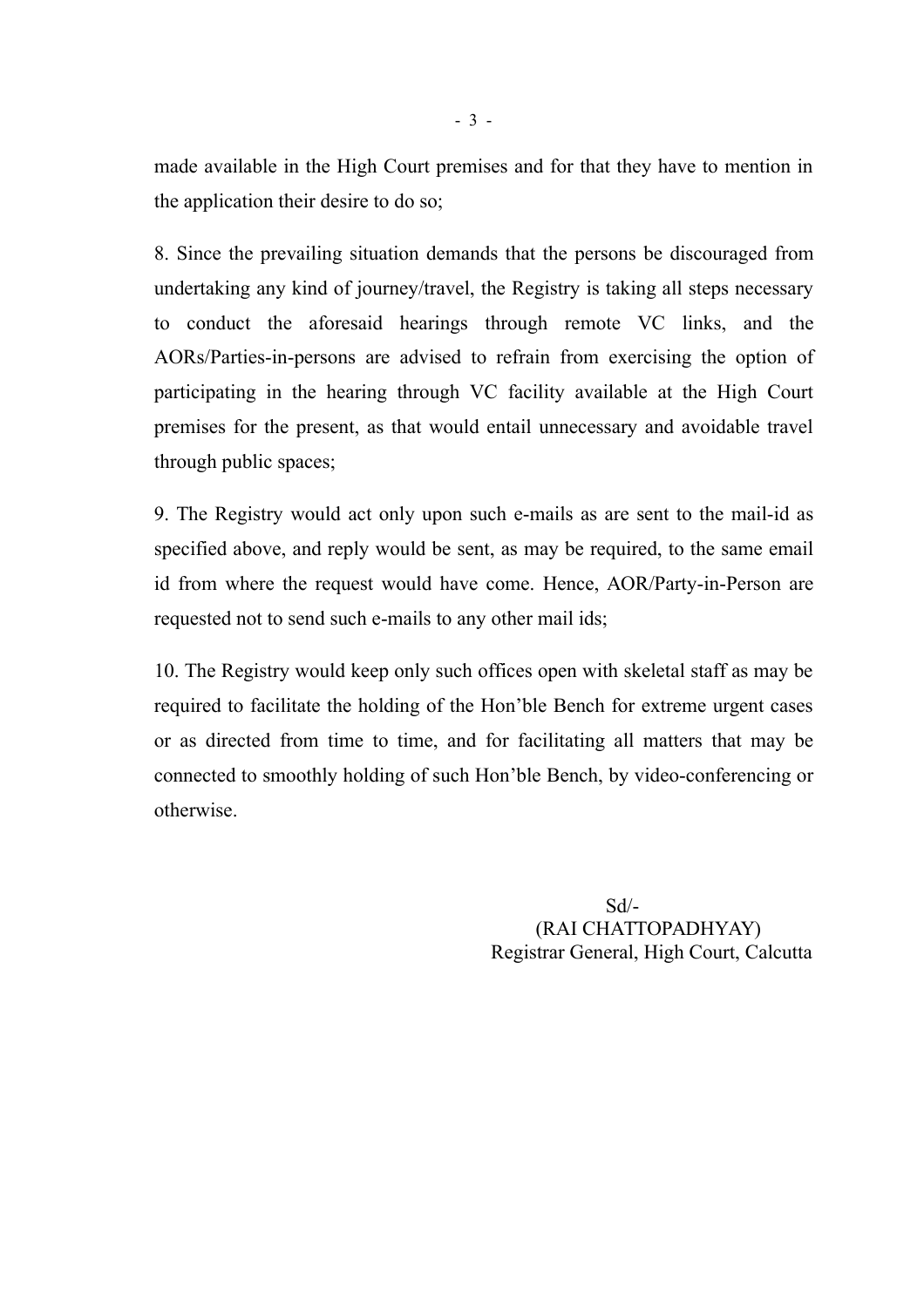made available in the High Court premises and for that they have to mention in the application their desire to do so;

8. Since the prevailing situation demands that the persons be discouraged from undertaking any kind of journey/travel, the Registry is taking all steps necessary to conduct the aforesaid hearings through remote VC links, and the AORs/Parties-in-persons are advised to refrain from exercising the option of participating in the hearing through VC facility available at the High Court premises for the present, as that would entail unnecessary and avoidable travel through public spaces;

9. The Registry would act only upon such e-mails as are sent to the mail-id as specified above, and reply would be sent, as may be required, to the same email id from where the request would have come. Hence, AOR/Party-in-Person are requested not to send such e-mails to any other mail ids;

10. The Registry would keep only such offices open with skeletal staff as may be required to facilitate the holding of the Hon'ble Bench for extreme urgent cases or as directed from time to time, and for facilitating all matters that may be connected to smoothly holding of such Hon'ble Bench, by video-conferencing or otherwise.

Sd/-
(RAI CHATTOPADHYAY)
Registrar General, High Court, Calcutta